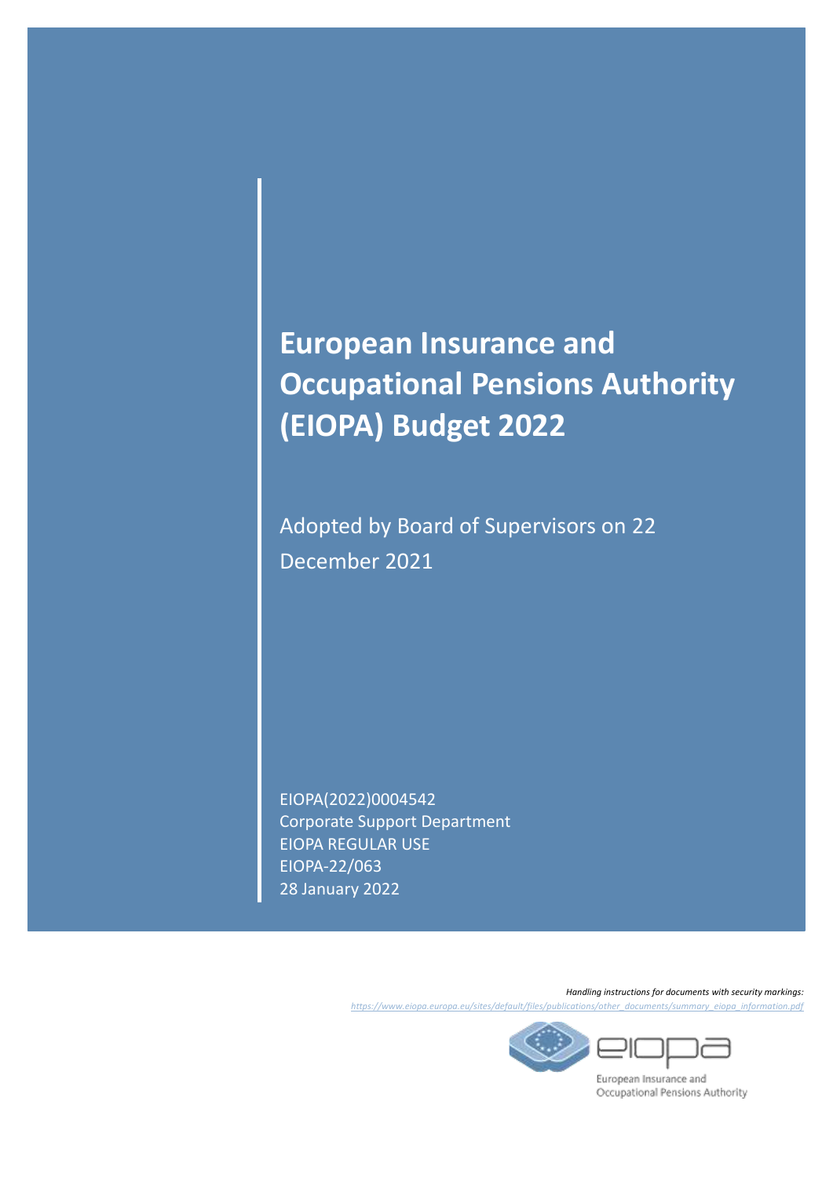# European Insurance and Occupational Pensions Authority (EIOPA) Budget 2022

Adopted by Board of Supervisors on 22 December 2021

EIOPA(2022)0004542
Corporate Support Department
EIOPA REGULAR USE
EIOPA-22/063
28 January 2022

*Handling instructions for documents with security markings:*
*https://www.eiopa.europa.eu/sites/default/files/publications/other_documents/summary_eiopa_information.pdf*

European Insurance and Occupational Pensions Authority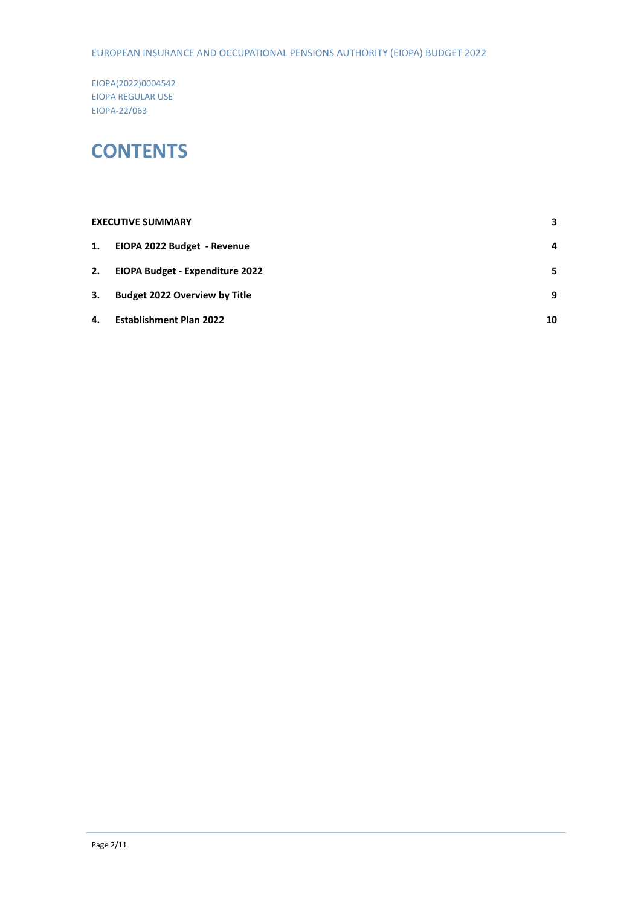EIOPA(2022)0004542
EIOPA REGULAR USE
EIOPA-22/063

# CONTENTS

| | | |
|---|---|---|
| **EXECUTIVE SUMMARY** | | **3** |
| **1.** | **EIOPA 2022 Budget - Revenue** | **4** |
| **2.** | **EIOPA Budget - Expenditure 2022** | **5** |
| **3.** | **Budget 2022 Overview by Title** | **9** |
| **4.** | **Establishment Plan 2022** | **10** |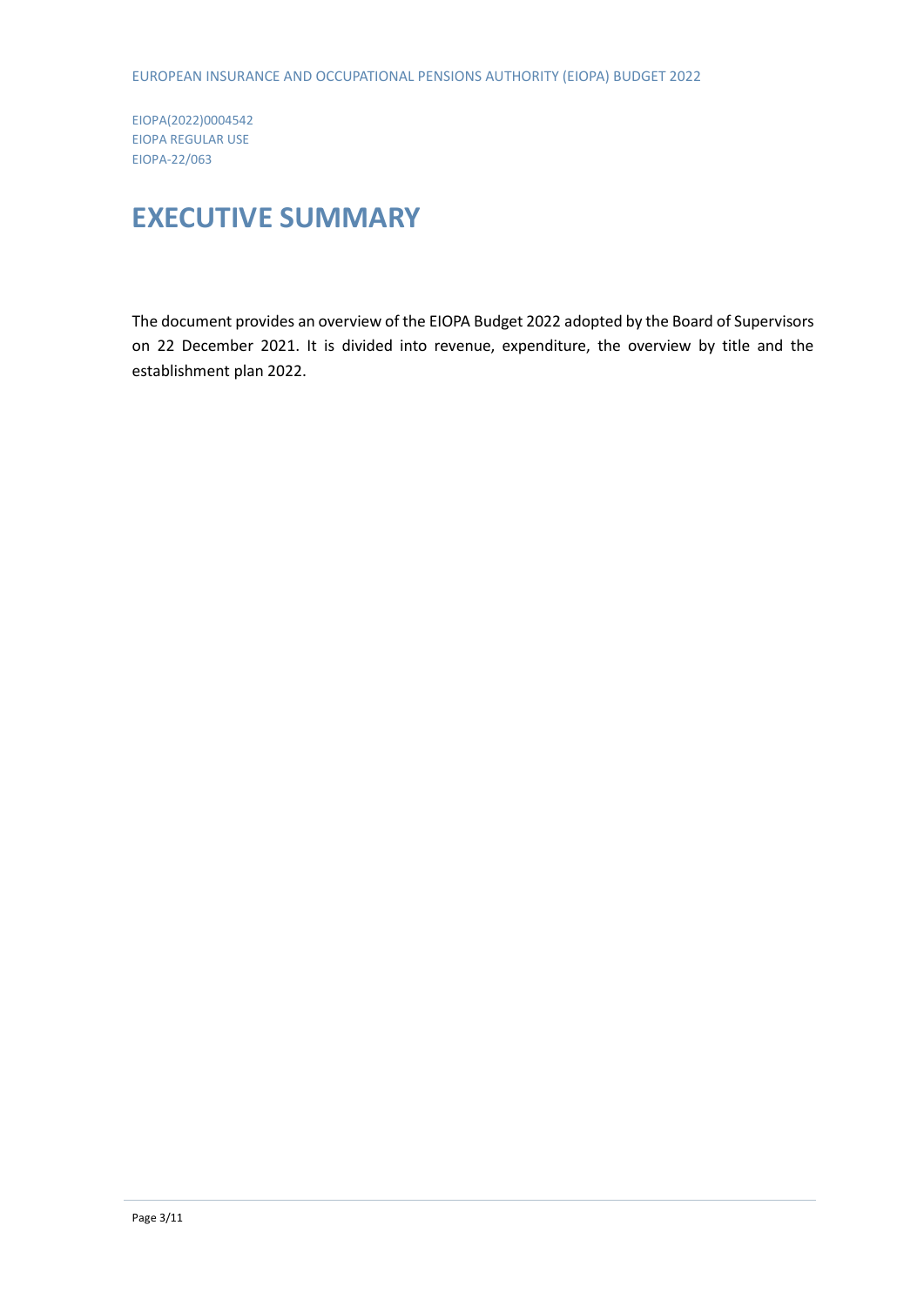EIOPA(2022)0004542
EIOPA REGULAR USE
EIOPA-22/063

# EXECUTIVE SUMMARY

The document provides an overview of the EIOPA Budget 2022 adopted by the Board of Supervisors on 22 December 2021. It is divided into revenue, expenditure, the overview by title and the establishment plan 2022.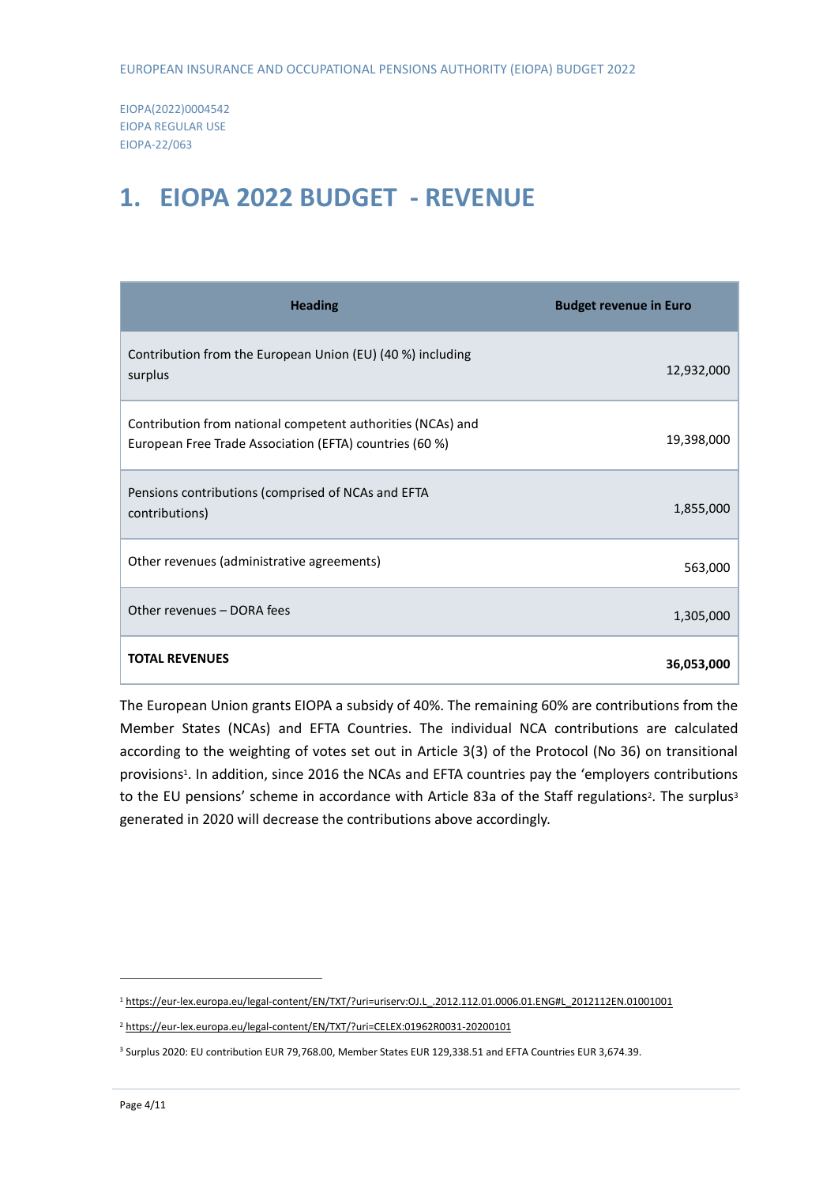EIOPA(2022)0004542
EIOPA REGULAR USE
EIOPA-22/063

# 1. EIOPA 2022 BUDGET - REVENUE

| Heading | Budget revenue in Euro |
|---|---|
| Contribution from the European Union (EU) (40 %) including surplus | 12,932,000 |
| Contribution from national competent authorities (NCAs) and European Free Trade Association (EFTA) countries (60 %) | 19,398,000 |
| Pensions contributions (comprised of NCAs and EFTA contributions) | 1,855,000 |
| Other revenues (administrative agreements) | 563,000 |
| Other revenues – DORA fees | 1,305,000 |
| **TOTAL REVENUES** | **36,053,000** |

The European Union grants EIOPA a subsidy of 40%. The remaining 60% are contributions from the Member States (NCAs) and EFTA Countries. The individual NCA contributions are calculated according to the weighting of votes set out in Article 3(3) of the Protocol (No 36) on transitional provisions[1]. In addition, since 2016 the NCAs and EFTA countries pay the 'employers contributions to the EU pensions' scheme in accordance with Article 83a of the Staff regulations[2]. The surplus[3] generated in 2020 will decrease the contributions above accordingly.

[1] https://eur-lex.europa.eu/legal-content/EN/TXT/?uri=uriserv:OJ.L_.2012.112.01.0006.01.ENG#L_2012112EN.01001001

[2] https://eur-lex.europa.eu/legal-content/EN/TXT/?uri=CELEX:01962R0031-20200101

[3] Surplus 2020: EU contribution EUR 79,768.00, Member States EUR 129,338.51 and EFTA Countries EUR 3,674.39.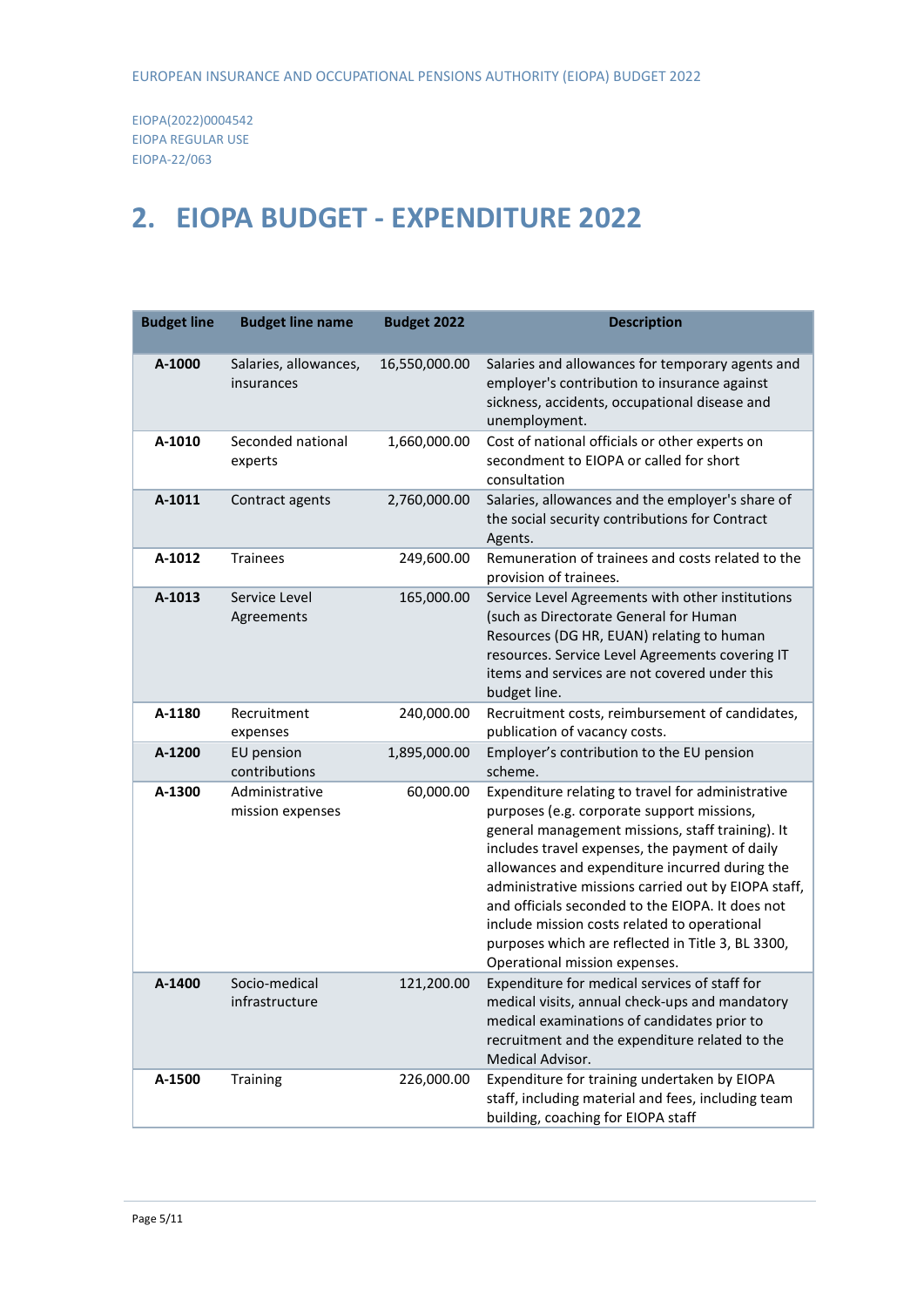EUROPEAN INSURANCE AND OCCUPATIONAL PENSIONS AUTHORITY (EIOPA) BUDGET 2022

EIOPA(2022)0004542
EIOPA REGULAR USE
EIOPA-22/063

# 2. EIOPA BUDGET - EXPENDITURE 2022

| Budget line | Budget line name | Budget 2022 | Description |
|---|---|---|---|
| **A-1000** | Salaries, allowances, insurances | 16,550,000.00 | Salaries and allowances for temporary agents and employer's contribution to insurance against sickness, accidents, occupational disease and unemployment. |
| **A-1010** | Seconded national experts | 1,660,000.00 | Cost of national officials or other experts on secondment to EIOPA or called for short consultation |
| **A-1011** | Contract agents | 2,760,000.00 | Salaries, allowances and the employer's share of the social security contributions for Contract Agents. |
| **A-1012** | Trainees | 249,600.00 | Remuneration of trainees and costs related to the provision of trainees. |
| **A-1013** | Service Level Agreements | 165,000.00 | Service Level Agreements with other institutions (such as Directorate General for Human Resources (DG HR, EUAN) relating to human resources. Service Level Agreements covering IT items and services are not covered under this budget line. |
| **A-1180** | Recruitment expenses | 240,000.00 | Recruitment costs, reimbursement of candidates, publication of vacancy costs. |
| **A-1200** | EU pension contributions | 1,895,000.00 | Employer's contribution to the EU pension scheme. |
| **A-1300** | Administrative mission expenses | 60,000.00 | Expenditure relating to travel for administrative purposes (e.g. corporate support missions, general management missions, staff training). It includes travel expenses, the payment of daily allowances and expenditure incurred during the administrative missions carried out by EIOPA staff, and officials seconded to the EIOPA. It does not include mission costs related to operational purposes which are reflected in Title 3, BL 3300, Operational mission expenses. |
| **A-1400** | Socio-medical infrastructure | 121,200.00 | Expenditure for medical services of staff for medical visits, annual check-ups and mandatory medical examinations of candidates prior to recruitment and the expenditure related to the Medical Advisor. |
| **A-1500** | Training | 226,000.00 | Expenditure for training undertaken by EIOPA staff, including material and fees, including team building, coaching for EIOPA staff |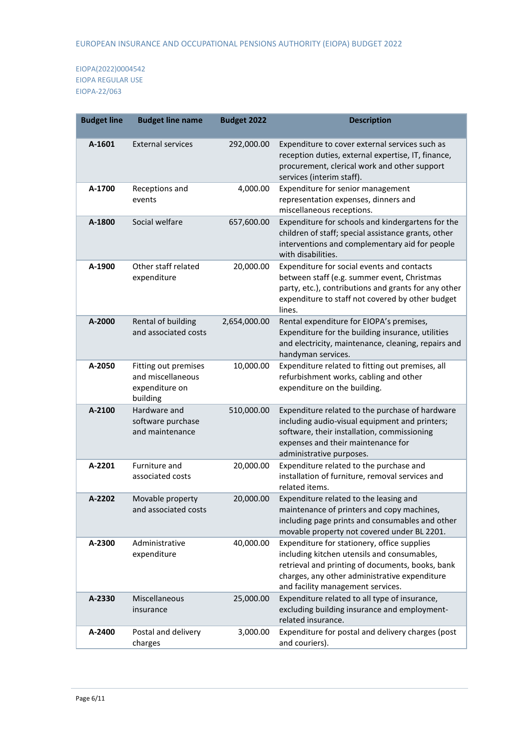| Budget line | Budget line name | Budget 2022 | Description |
|---|---|---|---|
| **A-1601** | External services | 292,000.00 | Expenditure to cover external services such as reception duties, external expertise, IT, finance, procurement, clerical work and other support services (interim staff). |
| **A-1700** | Receptions and events | 4,000.00 | Expenditure for senior management representation expenses, dinners and miscellaneous receptions. |
| **A-1800** | Social welfare | 657,600.00 | Expenditure for schools and kindergartens for the children of staff; special assistance grants, other interventions and complementary aid for people with disabilities. |
| **A-1900** | Other staff related expenditure | 20,000.00 | Expenditure for social events and contacts between staff (e.g. summer event, Christmas party, etc.), contributions and grants for any other expenditure to staff not covered by other budget lines. |
| **A-2000** | Rental of building and associated costs | 2,654,000.00 | Rental expenditure for EIOPA's premises, Expenditure for the building insurance, utilities and electricity, maintenance, cleaning, repairs and handyman services. |
| **A-2050** | Fitting out premises and miscellaneous expenditure on building | 10,000.00 | Expenditure related to fitting out premises, all refurbishment works, cabling and other expenditure on the building. |
| **A-2100** | Hardware and software purchase and maintenance | 510,000.00 | Expenditure related to the purchase of hardware including audio-visual equipment and printers; software, their installation, commissioning expenses and their maintenance for administrative purposes. |
| **A-2201** | Furniture and associated costs | 20,000.00 | Expenditure related to the purchase and installation of furniture, removal services and related items. |
| **A-2202** | Movable property and associated costs | 20,000.00 | Expenditure related to the leasing and maintenance of printers and copy machines, including page prints and consumables and other movable property not covered under BL 2201. |
| **A-2300** | Administrative expenditure | 40,000.00 | Expenditure for stationery, office supplies including kitchen utensils and consumables, retrieval and printing of documents, books, bank charges, any other administrative expenditure and facility management services. |
| **A-2330** | Miscellaneous insurance | 25,000.00 | Expenditure related to all type of insurance, excluding building insurance and employment-related insurance. |
| **A-2400** | Postal and delivery charges | 3,000.00 | Expenditure for postal and delivery charges (post and couriers). |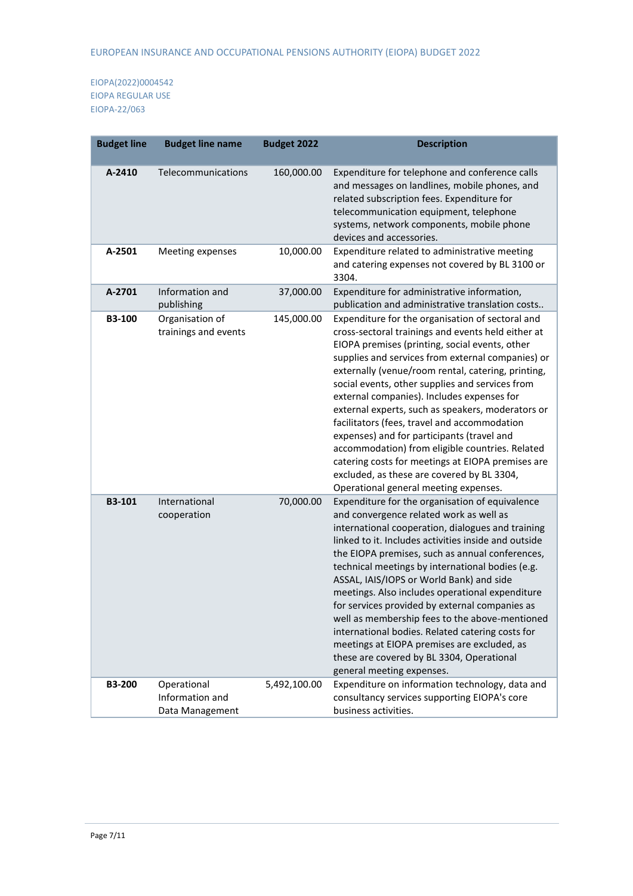| Budget line | Budget line name | Budget 2022 | Description |
|---|---|---|---|
| **A-2410** | Telecommunications | 160,000.00 | Expenditure for telephone and conference calls and messages on landlines, mobile phones, and related subscription fees. Expenditure for telecommunication equipment, telephone systems, network components, mobile phone devices and accessories. |
| **A-2501** | Meeting expenses | 10,000.00 | Expenditure related to administrative meeting and catering expenses not covered by BL 3100 or 3304. |
| **A-2701** | Information and publishing | 37,000.00 | Expenditure for administrative information, publication and administrative translation costs.. |
| **B3-100** | Organisation of trainings and events | 145,000.00 | Expenditure for the organisation of sectoral and cross-sectoral trainings and events held either at EIOPA premises (printing, social events, other supplies and services from external companies) or externally (venue/room rental, catering, printing, social events, other supplies and services from external companies). Includes expenses for external experts, such as speakers, moderators or facilitators (fees, travel and accommodation expenses) and for participants (travel and accommodation) from eligible countries. Related catering costs for meetings at EIOPA premises are excluded, as these are covered by BL 3304, Operational general meeting expenses. |
| **B3-101** | International cooperation | 70,000.00 | Expenditure for the organisation of equivalence and convergence related work as well as international cooperation, dialogues and training linked to it. Includes activities inside and outside the EIOPA premises, such as annual conferences, technical meetings by international bodies (e.g. ASSAL, IAIS/IOPS or World Bank) and side meetings. Also includes operational expenditure for services provided by external companies as well as membership fees to the above-mentioned international bodies. Related catering costs for meetings at EIOPA premises are excluded, as these are covered by BL 3304, Operational general meeting expenses. |
| **B3-200** | Operational Information and Data Management | 5,492,100.00 | Expenditure on information technology, data and consultancy services supporting EIOPA's core business activities. |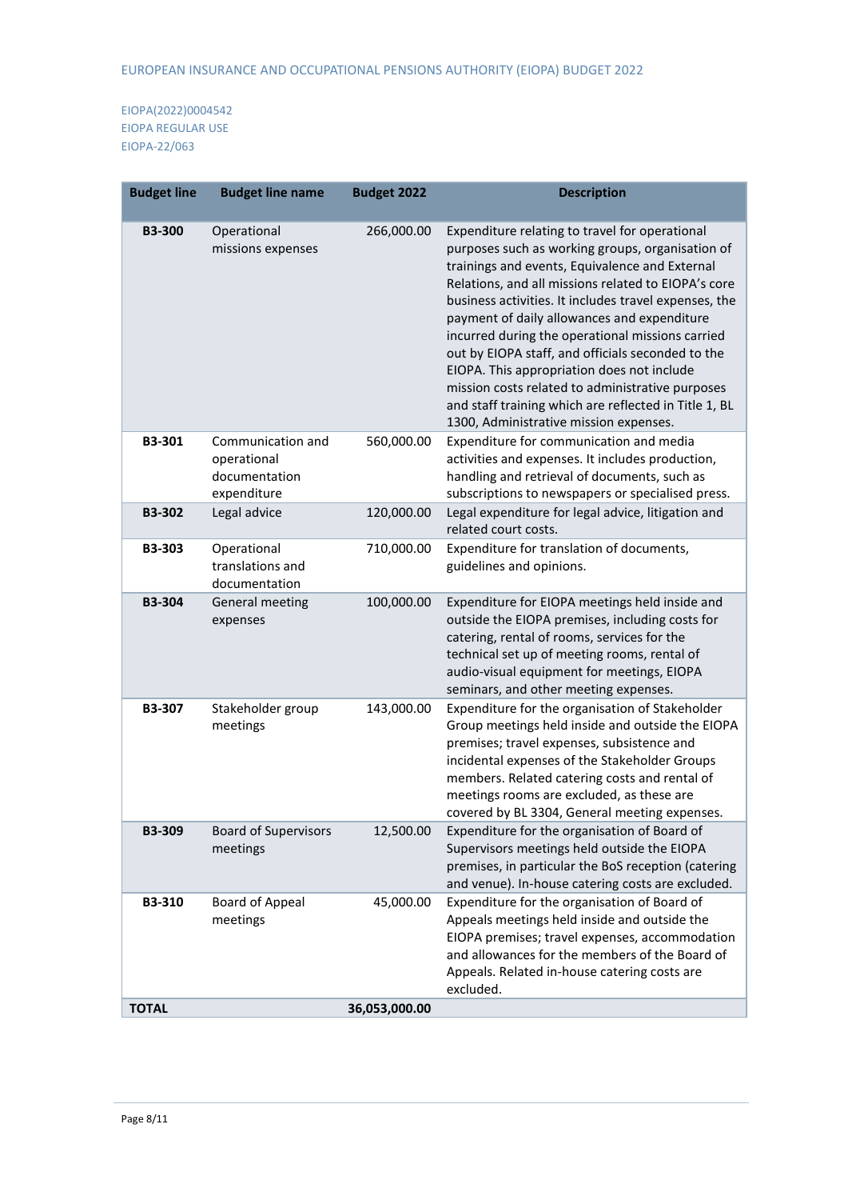| Budget line | Budget line name | Budget 2022 | Description |
|---|---|---|---|
| **B3-300** | Operational missions expenses | 266,000.00 | Expenditure relating to travel for operational purposes such as working groups, organisation of trainings and events, Equivalence and External Relations, and all missions related to EIOPA's core business activities. It includes travel expenses, the payment of daily allowances and expenditure incurred during the operational missions carried out by EIOPA staff, and officials seconded to the EIOPA. This appropriation does not include mission costs related to administrative purposes and staff training which are reflected in Title 1, BL 1300, Administrative mission expenses. |
| **B3-301** | Communication and operational documentation expenditure | 560,000.00 | Expenditure for communication and media activities and expenses. It includes production, handling and retrieval of documents, such as subscriptions to newspapers or specialised press. |
| **B3-302** | Legal advice | 120,000.00 | Legal expenditure for legal advice, litigation and related court costs. |
| **B3-303** | Operational translations and documentation | 710,000.00 | Expenditure for translation of documents, guidelines and opinions. |
| **B3-304** | General meeting expenses | 100,000.00 | Expenditure for EIOPA meetings held inside and outside the EIOPA premises, including costs for catering, rental of rooms, services for the technical set up of meeting rooms, rental of audio-visual equipment for meetings, EIOPA seminars, and other meeting expenses. |
| **B3-307** | Stakeholder group meetings | 143,000.00 | Expenditure for the organisation of Stakeholder Group meetings held inside and outside the EIOPA premises; travel expenses, subsistence and incidental expenses of the Stakeholder Groups members. Related catering costs and rental of meetings rooms are excluded, as these are covered by BL 3304, General meeting expenses. |
| **B3-309** | Board of Supervisors meetings | 12,500.00 | Expenditure for the organisation of Board of Supervisors meetings held outside the EIOPA premises, in particular the BoS reception (catering and venue). In-house catering costs are excluded. |
| **B3-310** | Board of Appeal meetings | 45,000.00 | Expenditure for the organisation of Board of Appeals meetings held inside and outside the EIOPA premises; travel expenses, accommodation and allowances for the members of the Board of Appeals. Related in-house catering costs are excluded. |
| **TOTAL** | | **36,053,000.00** | |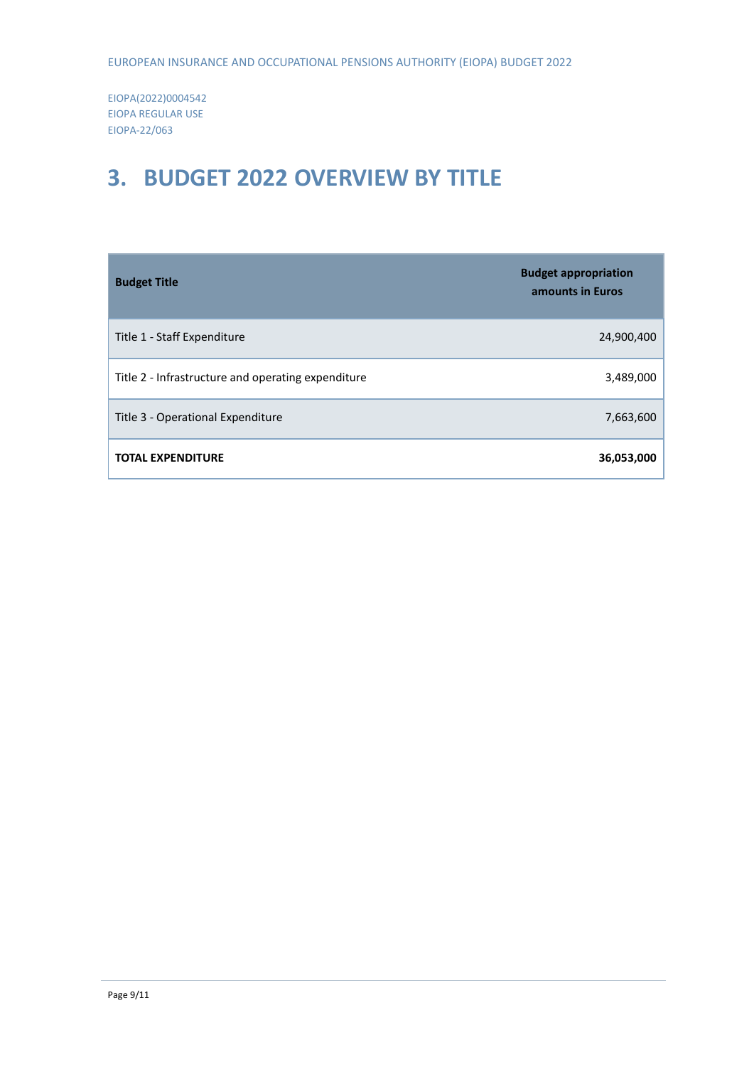EIOPA(2022)0004542
EIOPA REGULAR USE
EIOPA-22/063

# 3. BUDGET 2022 OVERVIEW BY TITLE

| **Budget Title** | **Budget appropriation amounts in Euros** |
|---|---|
| Title 1 - Staff Expenditure | 24,900,400 |
| Title 2 - Infrastructure and operating expenditure | 3,489,000 |
| Title 3 - Operational Expenditure | 7,663,600 |
| **TOTAL EXPENDITURE** | **36,053,000** |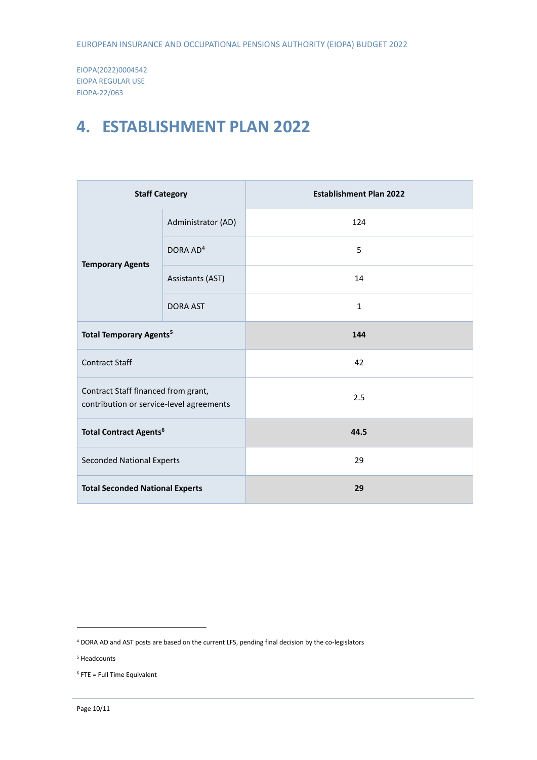# 4. ESTABLISHMENT PLAN 2022

| Staff Category | | Establishment Plan 2022 |
|---|---|---|
| **Temporary Agents** | Administrator (AD) | 124 |
| | DORA AD[4] | 5 |
| | Assistants (AST) | 14 |
| | DORA AST | 1 |
| **Total Temporary Agents[5]** | | **144** |
| Contract Staff | | 42 |
| Contract Staff financed from grant, contribution or service-level agreements | | 2.5 |
| **Total Contract Agents[6]** | | **44.5** |
| Seconded National Experts | | 29 |
| **Total Seconded National Experts** | | **29** |

[4] DORA AD and AST posts are based on the current LFS, pending final decision by the co-legislators

[5] Headcounts

[6] FTE = Full Time Equivalent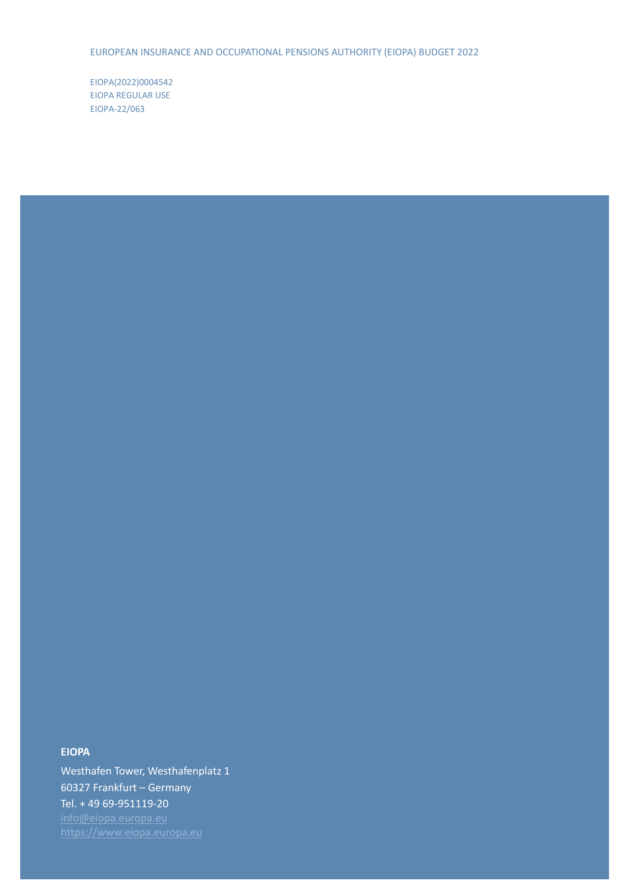EUROPEAN INSURANCE AND OCCUPATIONAL PENSIONS AUTHORITY (EIOPA) BUDGET 2022

EIOPA(2022)0004542
EIOPA REGULAR USE
EIOPA-22/063

**EIOPA**

Westhafen Tower, Westhafenplatz 1
60327 Frankfurt – Germany
Tel. + 49 69-951119-20
info@eiopa.europa.eu
https://www.eiopa.europa.eu